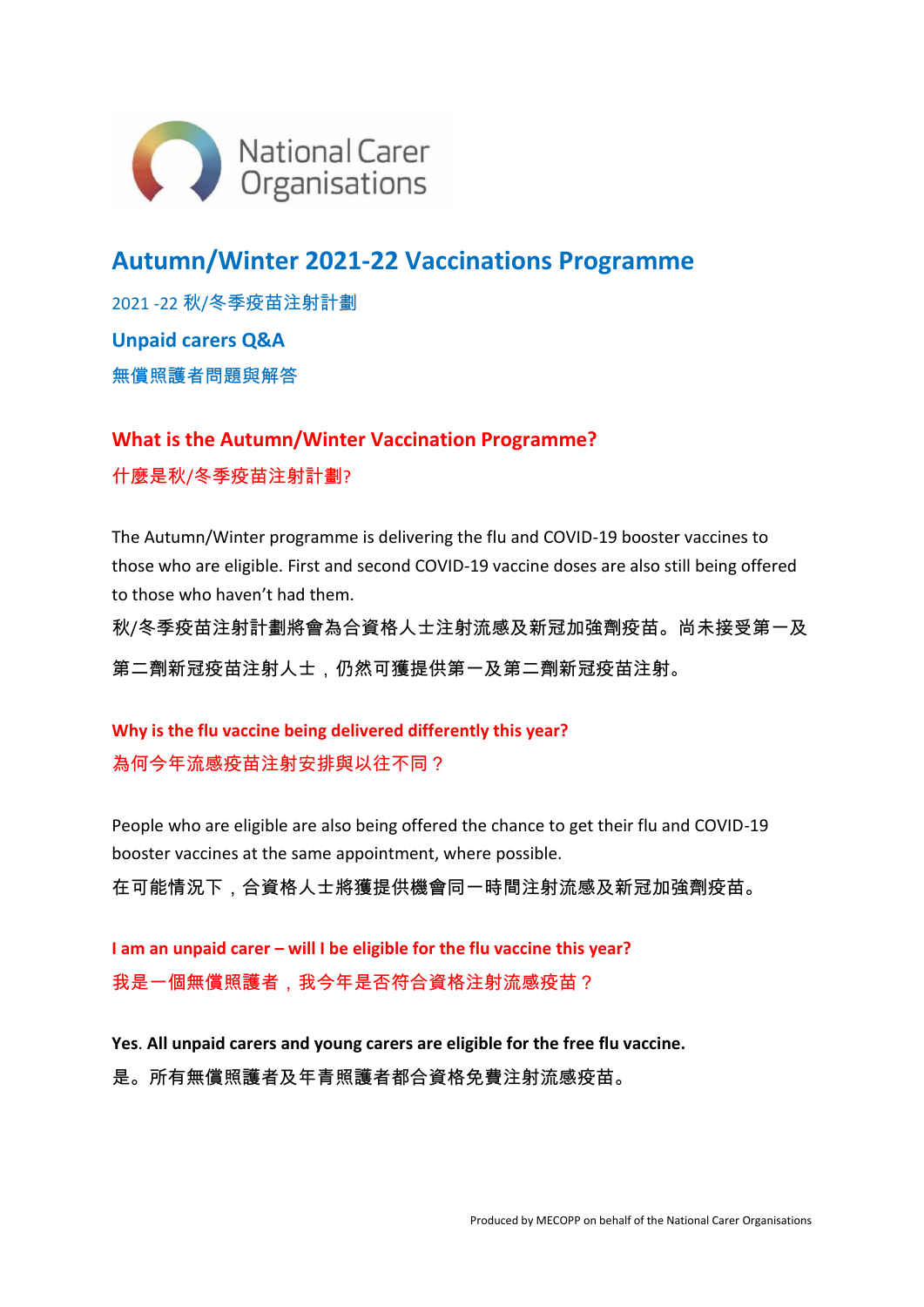National Carer Organisations

# Autumn/Winter 2021-22 Vaccinations Programme

2021 -22 秋/冬季疫苗注射計劃

## Unpaid carers Q&A

無償照護者問題與解答

### What is the Autumn/Winter Vaccination Programme?

什麼是秋/冬季疫苗注射計劃?

The Autumn/Winter programme is delivering the flu and COVID-19 booster vaccines to those who are eligible. First and second COVID-19 vaccine doses are also still being offered to those who haven't had them.

秋/冬季疫苗注射計劃將會為合資格人士注射流感及新冠加強劑疫苗。尚未接受第一及第二劑新冠疫苗注射人士，仍然可獲提供第一及第二劑新冠疫苗注射。

### Why is the flu vaccine being delivered differently this year?

為何今年流感疫苗注射安排與以往不同？

People who are eligible are also being offered the chance to get their flu and COVID-19 booster vaccines at the same appointment, where possible.

在可能情況下，合資格人士將獲提供機會同一時間注射流感及新冠加強劑疫苗。

### I am an unpaid carer – will I be eligible for the flu vaccine this year?

我是一個無償照護者，我今年是否符合資格注射流感疫苗？

**Yes. All unpaid carers and young carers are eligible for the free flu vaccine.**

是。所有無償照護者及年青照護者都合資格免費注射流感疫苗。

Produced by MECOPP on behalf of the National Carer Organisations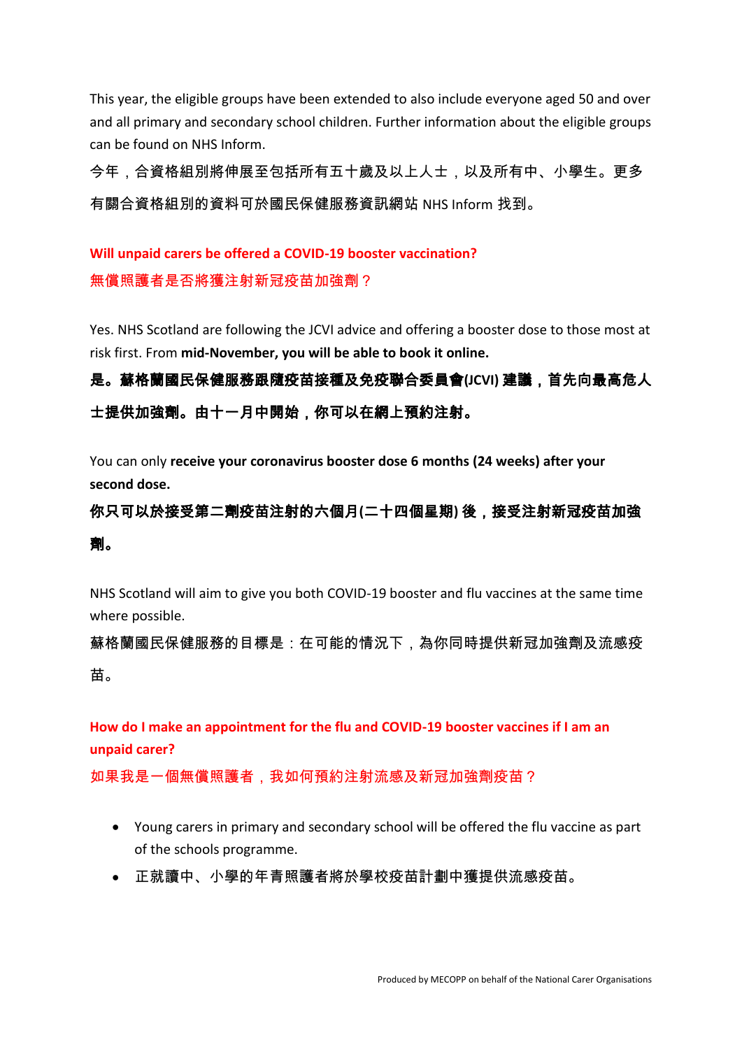This year, the eligible groups have been extended to also include everyone aged 50 and over and all primary and secondary school children. Further information about the eligible groups can be found on NHS Inform.

今年，合資格組別將伸展至包括所有五十歲及以上人士，以及所有中、小學生。更多有關合資格組別的資料可於國民保健服務資訊網站 NHS Inform 找到。

## Will unpaid carers be offered a COVID-19 booster vaccination?

## 無償照護者是否將獲注射新冠疫苗加強劑？

Yes. NHS Scotland are following the JCVI advice and offering a booster dose to those most at risk first. From **mid-November, you will be able to book it online.**

**是。蘇格蘭國民保健服務跟隨疫苗接種及免疫聯合委員會(JCVI) 建議，首先向最高危人士提供加強劑。由十一月中開始，你可以在網上預約注射。**

You can only **receive your coronavirus booster dose 6 months (24 weeks) after your second dose.**

**你只可以於接受第二劑疫苗注射的六個月(二十四個星期) 後，接受注射新冠疫苗加強劑。**

NHS Scotland will aim to give you both COVID-19 booster and flu vaccines at the same time where possible.

蘇格蘭國民保健服務的目標是：在可能的情況下，為你同時提供新冠加強劑及流感疫苗。

## How do I make an appointment for the flu and COVID-19 booster vaccines if I am an unpaid carer?

## 如果我是一個無償照護者，我如何預約注射流感及新冠加強劑疫苗？

- Young carers in primary and secondary school will be offered the flu vaccine as part of the schools programme.
- 正就讀中、小學的年青照護者將於學校疫苗計劃中獲提供流感疫苗。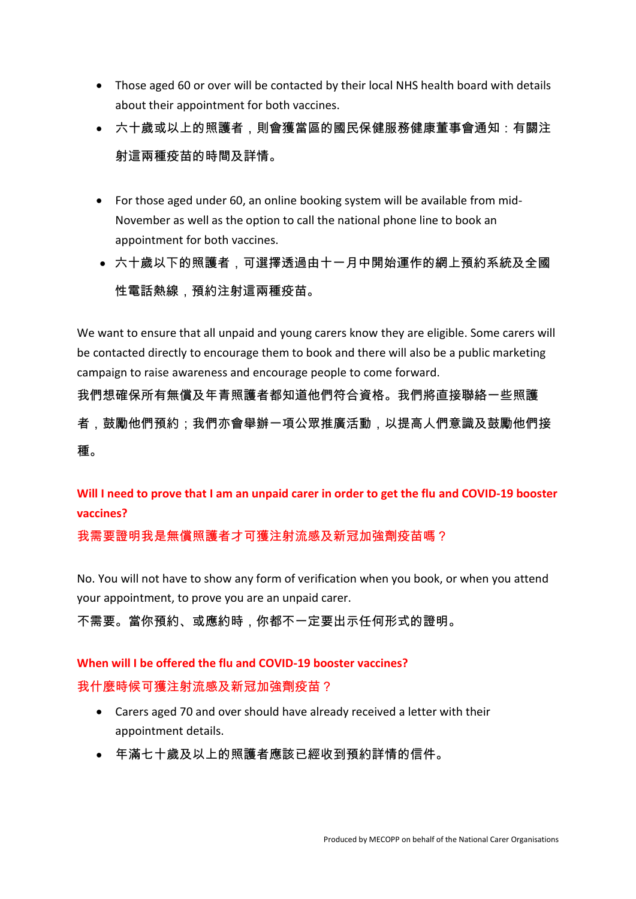- Those aged 60 or over will be contacted by their local NHS health board with details about their appointment for both vaccines.
- 六十歲或以上的照護者，則會獲當區的國民保健服務健康董事會通知：有關注射這兩種疫苗的時間及詳情。

- For those aged under 60, an online booking system will be available from mid-November as well as the option to call the national phone line to book an appointment for both vaccines.
- 六十歲以下的照護者，可選擇透過由十一月中開始運作的網上預約系統及全國性電話熱線，預約注射這兩種疫苗。

We want to ensure that all unpaid and young carers know they are eligible. Some carers will be contacted directly to encourage them to book and there will also be a public marketing campaign to raise awareness and encourage people to come forward.
我們想確保所有無償及年青照護者都知道他們符合資格。我們將直接聯絡一些照護者，鼓勵他們預約；我們亦會舉辦一項公眾推廣活動，以提高人們意識及鼓勵他們接種。

**Will I need to prove that I am an unpaid carer in order to get the flu and COVID-19 booster vaccines?**
**我需要證明我是無償照護者才可獲注射流感及新冠加強劑疫苗嗎？**

No. You will not have to show any form of verification when you book, or when you attend your appointment, to prove you are an unpaid carer.
不需要。當你預約、或應約時，你都不一定要出示任何形式的證明。

**When will I be offered the flu and COVID-19 booster vaccines?**
**我什麼時候可獲注射流感及新冠加強劑疫苗？**

- Carers aged 70 and over should have already received a letter with their appointment details.
- 年滿七十歲及以上的照護者應該已經收到預約詳情的信件。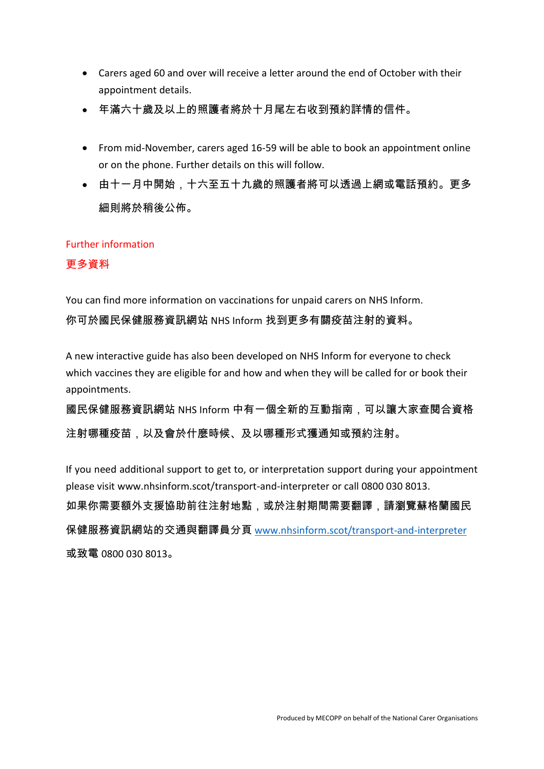- Carers aged 60 and over will receive a letter around the end of October with their appointment details.
- 年滿六十歲及以上的照護者將於十月尾左右收到預約詳情的信件。

- From mid-November, carers aged 16-59 will be able to book an appointment online or on the phone. Further details on this will follow.
- 由十一月中開始，十六至五十九歲的照護者將可以透過上網或電話預約。更多細則將於稍後公佈。

## Further information
## 更多資料

You can find more information on vaccinations for unpaid carers on NHS Inform.
你可於國民保健服務資訊網站 NHS Inform 找到更多有關疫苗注射的資料。

A new interactive guide has also been developed on NHS Inform for everyone to check which vaccines they are eligible for and how and when they will be called for or book their appointments.
國民保健服務資訊網站 NHS Inform 中有一個全新的互動指南，可以讓大家查閱合資格注射哪種疫苗，以及會於什麼時候、及以哪種形式獲通知或預約注射。

If you need additional support to get to, or interpretation support during your appointment please visit www.nhsinform.scot/transport-and-interpreter or call 0800 030 8013.
如果你需要額外支援協助前往注射地點，或於注射期間需要翻譯，請瀏覽蘇格蘭國民保健服務資訊網站的交通與翻譯員分頁 www.nhsinform.scot/transport-and-interpreter 或致電 0800 030 8013。

Produced by MECOPP on behalf of the National Carer Organisations